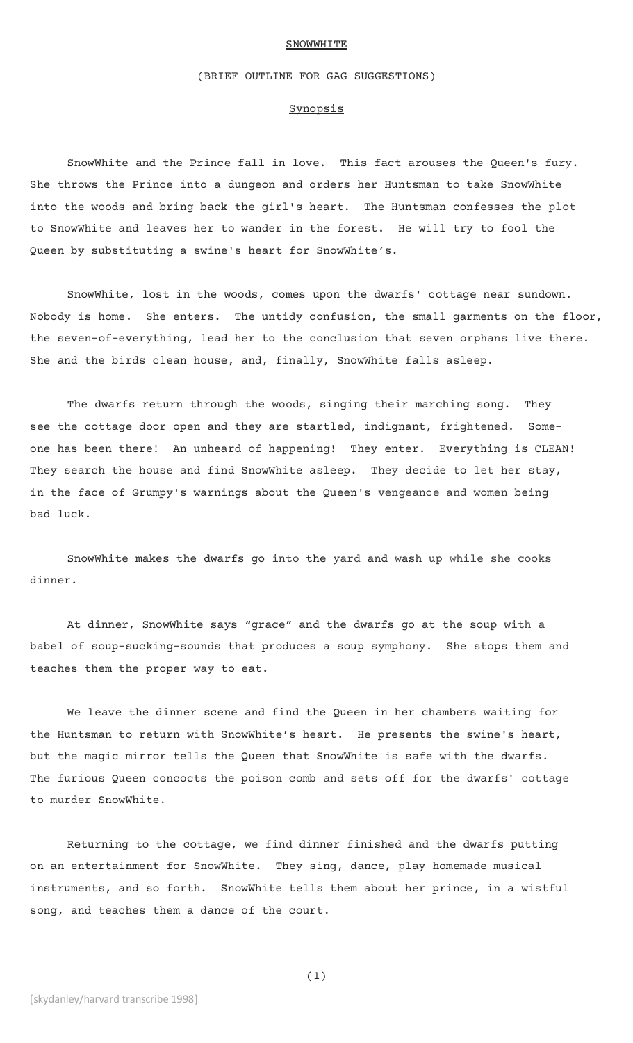# SNOWWHITE

(BRIEF OUTLINE FOR GAG SUGGESTIONS)

## Synopsis

SnowWhite and the Prince fall in love. This fact arouses the Queen's fury. She throws the Prince into a dungeon and orders her Huntsman to take SnowWhite into the woods and bring back the girl's heart. The Huntsman confesses the plot to SnowWhite and leaves her to wander in the forest. He will try to fool the Queen by substituting a swine's heart for SnowWhite's.

SnowWhite, lost in the woods, comes upon the dwarfs' cottage near sundown. Nobody is home. She enters. The untidy confusion, the small garments on the floor, the seven-of-everything, lead her to the conclusion that seven orphans live there. She and the birds clean house, and, finally, SnowWhite falls asleep.

The dwarfs return through the woods, singing their marching song. They see the cottage door open and they are startled, indignant, frightened. Someone has been there! An unheard of happening! They enter. Everything is CLEAN! They search the house and find SnowWhite asleep. They decide to let her stay, in the face of Grumpy's warnings about the Queen's vengeance and women being bad luck.

SnowWhite makes the dwarfs go into the yard and wash up while she cooks dinner.

At dinner, SnowWhite says "grace" and the dwarfs go at the soup with a babel of soup-sucking-sounds that produces a soup symphony. She stops them and teaches them the proper way to eat.

We leave the dinner scene and find the Queen in her chambers waiting for the Huntsman to return with SnowWhite's heart. He presents the swine's heart, but the magic mirror tells the Queen that SnowWhite is safe with the dwarfs. The furious Queen concocts the poison comb and sets off for the dwarfs' cottage to murder SnowWhite.

Returning to the cottage, we find dinner finished and the dwarfs putting on an entertainment for SnowWhite. They sing, dance, play homemade musical instruments, and so forth. SnowWhite tells them about her prince, in a wistful song, and teaches them a dance of the court.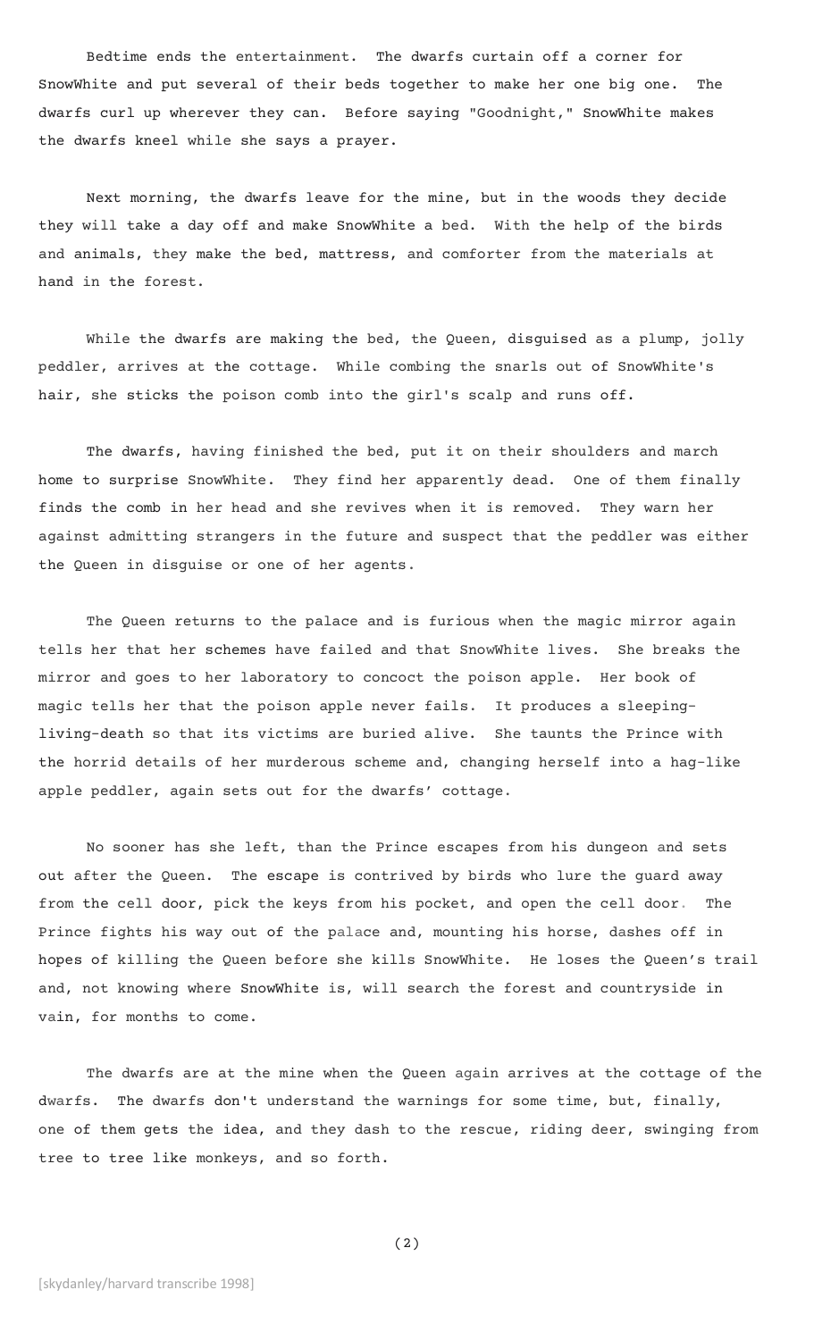Bedtime ends the entertainment. The dwarfs curtain off a corner for SnowWhite and put several of their beds together to make her one big one. The dwarfs curl up wherever they can. Before saying "Goodnight," SnowWhite makes the dwarfs kneel while she says a prayer.

Next morning, the dwarfs leave for the mine, but in the woods they decide they will take a day off and make SnowWhite a bed. With the help of the birds and animals, they make the bed, mattress, and comforter from the materials at hand in the forest.

While the dwarfs are making the bed, the Queen, disguised as a plump, jolly peddler, arrives at the cottage. While combing the snarls out of SnowWhite's hair, she sticks the poison comb into the girl's scalp and runs off.

The dwarfs, having finished the bed, put it on their shoulders and march home to surprise SnowWhite. They find her apparently dead. One of them finally finds the comb in her head and she revives when it is removed. They warn her against admitting strangers in the future and suspect that the peddler was either the Queen in disguise or one of her agents.

The Queen returns to the palace and is furious when the magic mirror again tells her that her schemes have failed and that SnowWhite lives. She breaks the mirror and goes to her laboratory to concoct the poison apple. Her book of magic tells her that the poison apple never fails. It produces a sleeping-living-death so that its victims are buried alive. She taunts the Prince with the horrid details of her murderous scheme and, changing herself into a hag-like apple peddler, again sets out for the dwarfs' cottage.

No sooner has she left, than the Prince escapes from his dungeon and sets out after the Queen. The escape is contrived by birds who lure the guard away from the cell door, pick the keys from his pocket, and open the cell door. The Prince fights his way out of the palace and, mounting his horse, dashes off in hopes of killing the Queen before she kills SnowWhite. He loses the Queen's trail and, not knowing where SnowWhite is, will search the forest and countryside in vain, for months to come.

The dwarfs are at the mine when the Queen again arrives at the cottage of the dwarfs. The dwarfs don't understand the warnings for some time, but, finally, one of them gets the idea, and they dash to the rescue, riding deer, swinging from tree to tree like monkeys, and so forth.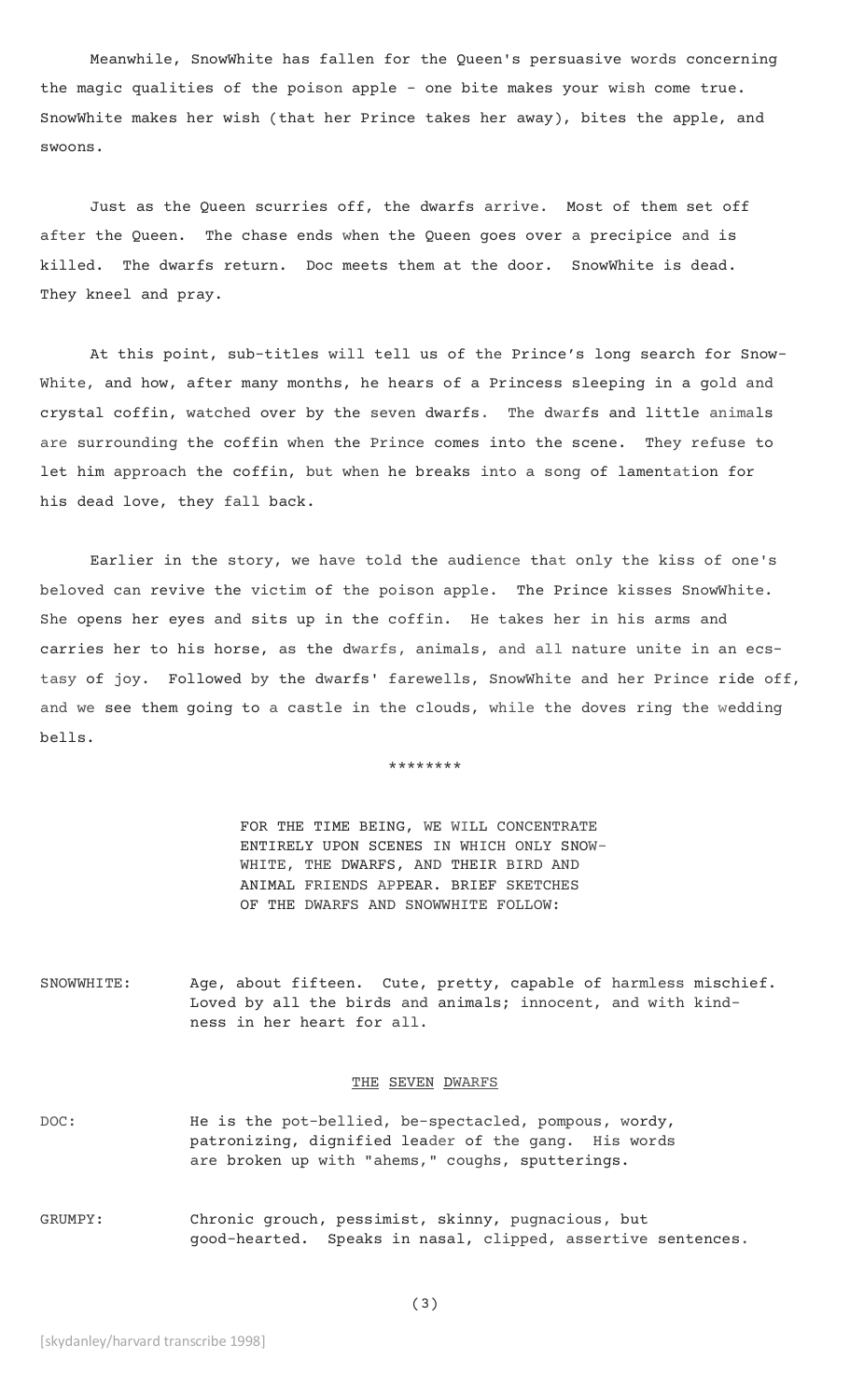Meanwhile, SnowWhite has fallen for the Queen's persuasive words concerning the magic qualities of the poison apple - one bite makes your wish come true. SnowWhite makes her wish (that her Prince takes her away), bites the apple, and swoons.

Just as the Queen scurries off, the dwarfs arrive. Most of them set off after the Queen. The chase ends when the Queen goes over a precipice and is killed. The dwarfs return. Doc meets them at the door. SnowWhite is dead. They kneel and pray.

At this point, sub-titles will tell us of the Prince's long search for Snow-White, and how, after many months, he hears of a Princess sleeping in a gold and crystal coffin, watched over by the seven dwarfs. The dwarfs and little animals are surrounding the coffin when the Prince comes into the scene. They refuse to let him approach the coffin, but when he breaks into a song of lamentation for his dead love, they fall back.

Earlier in the story, we have told the audience that only the kiss of one's beloved can revive the victim of the poison apple. The Prince kisses SnowWhite. She opens her eyes and sits up in the coffin. He takes her in his arms and carries her to his horse, as the dwarfs, animals, and all nature unite in an ecstasy of joy. Followed by the dwarfs' farewells, SnowWhite and her Prince ride off, and we see them going to a castle in the clouds, while the doves ring the wedding bells.

********

FOR THE TIME BEING, WE WILL CONCENTRATE ENTIRELY UPON SCENES IN WHICH ONLY SNOW-WHITE, THE DWARFS, AND THEIR BIRD AND ANIMAL FRIENDS APPEAR. BRIEF SKETCHES OF THE DWARFS AND SNOWWHITE FOLLOW:

SNOWWHITE: Age, about fifteen. Cute, pretty, capable of harmless mischief. Loved by all the birds and animals; innocent, and with kindness in her heart for all.

THE SEVEN DWARFS

DOC: He is the pot-bellied, be-spectacled, pompous, wordy, patronizing, dignified leader of the gang. His words are broken up with "ahems," coughs, sputterings.

GRUMPY: Chronic grouch, pessimist, skinny, pugnacious, but good-hearted. Speaks in nasal, clipped, assertive sentences.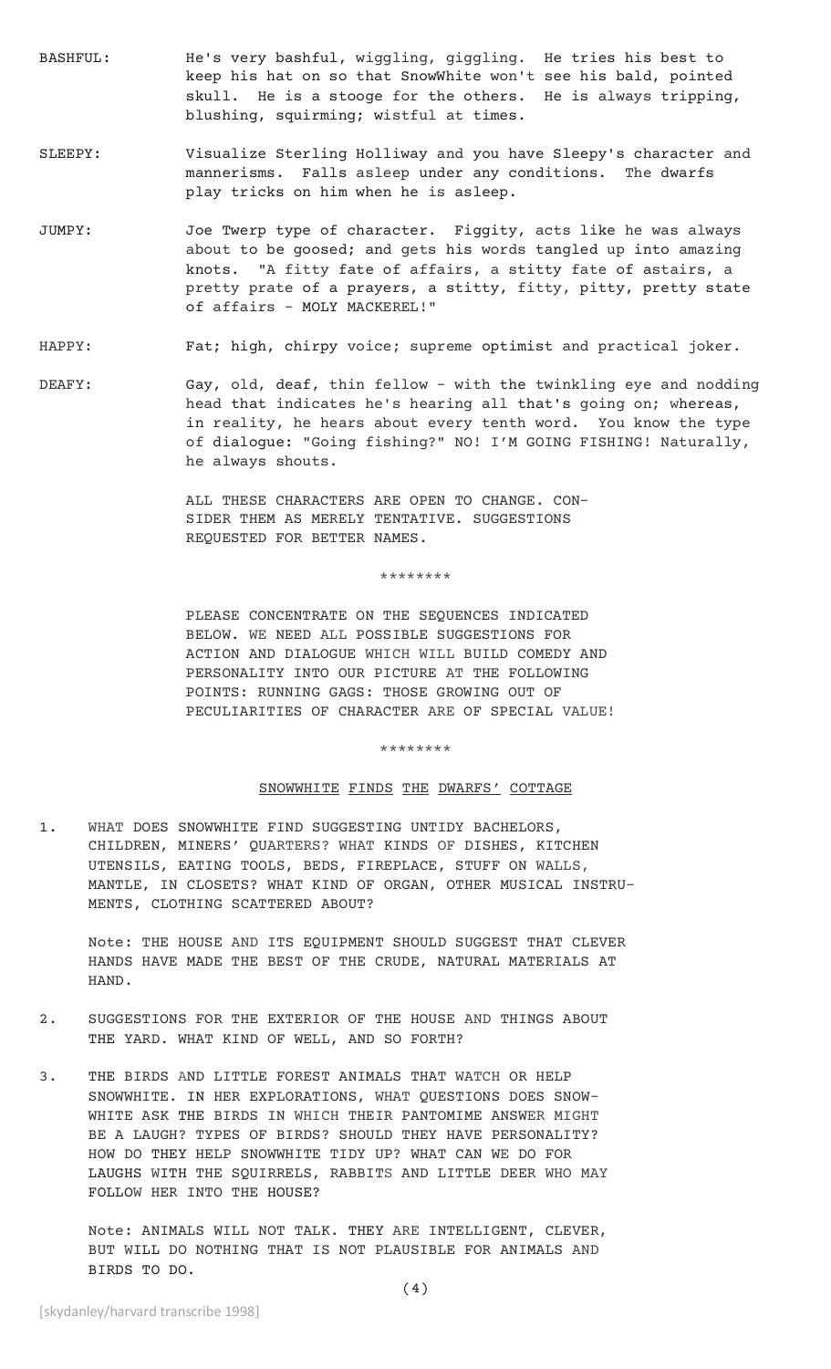**BASHFUL:** He's very bashful, wiggling, giggling. He tries his best to keep his hat on so that SnowWhite won't see his bald, pointed skull. He is a stooge for the others. He is always tripping, blushing, squirming; wistful at times.

**SLEEPY:** Visualize Sterling Holliway and you have Sleepy's character and mannerisms. Falls asleep under any conditions. The dwarfs play tricks on him when he is asleep.

**JUMPY:** Joe Twerp type of character. Figgity, acts like he was always about to be goosed; and gets his words tangled up into amazing knots. "A fitty fate of affairs, a stitty fate of astairs, a pretty prate of a prayers, a stitty, fitty, pitty, pretty state of affairs - MOLY MACKEREL!"

**HAPPY:** Fat; high, chirpy voice; supreme optimist and practical joker.

**DEAFY:** Gay, old, deaf, thin fellow - with the twinkling eye and nodding head that indicates he's hearing all that's going on; whereas, in reality, he hears about every tenth word. You know the type of dialogue: "Going fishing?" NO! I'M GOING FISHING! Naturally, he always shouts.

ALL THESE CHARACTERS ARE OPEN TO CHANGE. CONSIDER THEM AS MERELY TENTATIVE. SUGGESTIONS REQUESTED FOR BETTER NAMES.

********

PLEASE CONCENTRATE ON THE SEQUENCES INDICATED BELOW. WE NEED ALL POSSIBLE SUGGESTIONS FOR ACTION AND DIALOGUE WHICH WILL BUILD COMEDY AND PERSONALITY INTO OUR PICTURE AT THE FOLLOWING POINTS: RUNNING GAGS: THOSE GROWING OUT OF PECULIARITIES OF CHARACTER ARE OF SPECIAL VALUE!

********

## SNOWWHITE FINDS THE DWARFS' COTTAGE

1. WHAT DOES SNOWWHITE FIND SUGGESTING UNTIDY BACHELORS, CHILDREN, MINERS' QUARTERS? WHAT KINDS OF DISHES, KITCHEN UTENSILS, EATING TOOLS, BEDS, FIREPLACE, STUFF ON WALLS, MANTLE, IN CLOSETS? WHAT KIND OF ORGAN, OTHER MUSICAL INSTRUMENTS, CLOTHING SCATTERED ABOUT?

   Note: THE HOUSE AND ITS EQUIPMENT SHOULD SUGGEST THAT CLEVER HANDS HAVE MADE THE BEST OF THE CRUDE, NATURAL MATERIALS AT HAND.

2. SUGGESTIONS FOR THE EXTERIOR OF THE HOUSE AND THINGS ABOUT THE YARD. WHAT KIND OF WELL, AND SO FORTH?

3. THE BIRDS AND LITTLE FOREST ANIMALS THAT WATCH OR HELP SNOWWHITE. IN HER EXPLORATIONS, WHAT QUESTIONS DOES SNOWWHITE ASK THE BIRDS IN WHICH THEIR PANTOMIME ANSWER MIGHT BE A LAUGH? TYPES OF BIRDS? SHOULD THEY HAVE PERSONALITY? HOW DO THEY HELP SNOWWHITE TIDY UP? WHAT CAN WE DO FOR LAUGHS WITH THE SQUIRRELS, RABBITS AND LITTLE DEER WHO MAY FOLLOW HER INTO THE HOUSE?

   Note: ANIMALS WILL NOT TALK. THEY ARE INTELLIGENT, CLEVER, BUT WILL DO NOTHING THAT IS NOT PLAUSIBLE FOR ANIMALS AND BIRDS TO DO.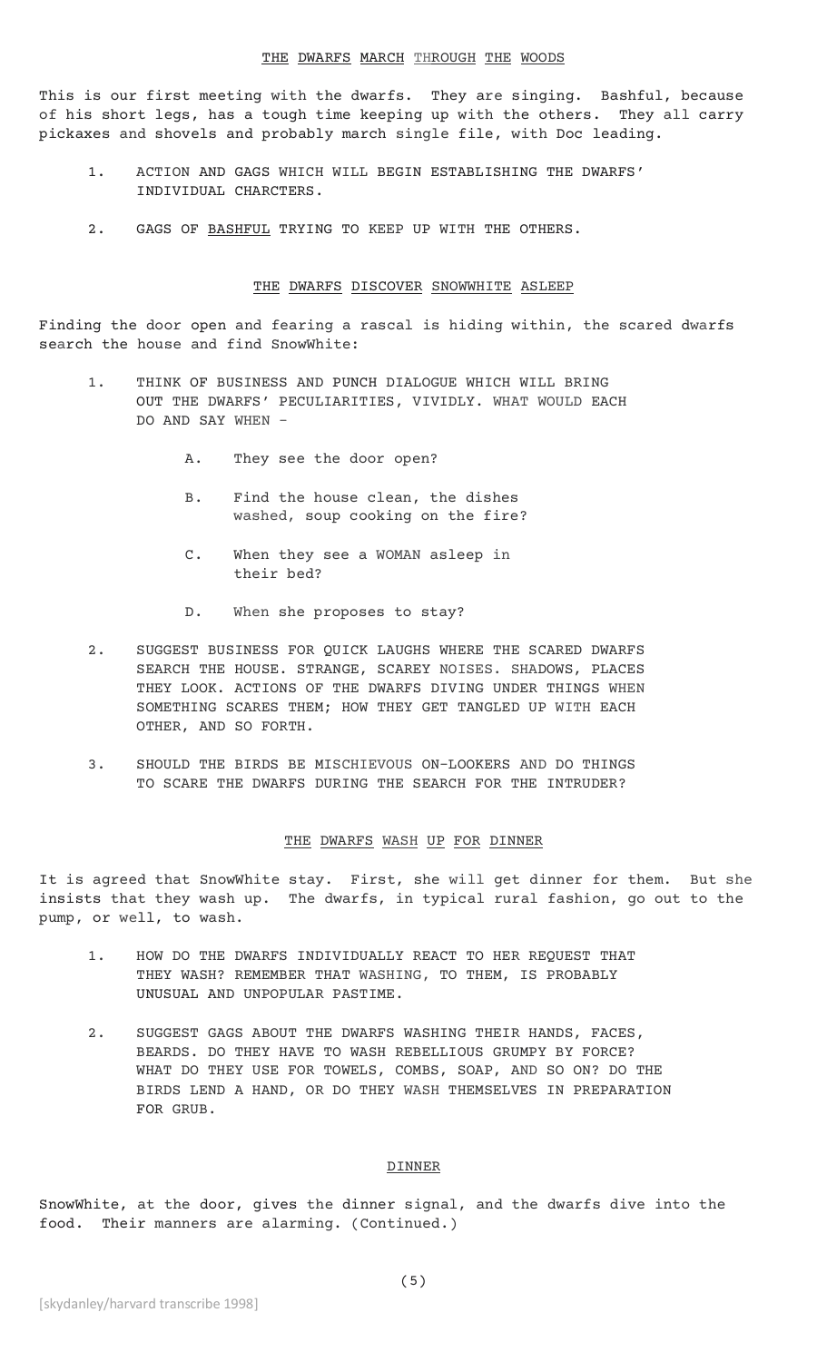## THE DWARFS MARCH THROUGH THE WOODS

This is our first meeting with the dwarfs. They are singing. Bashful, because of his short legs, has a tough time keeping up with the others. They all carry pickaxes and shovels and probably march single file, with Doc leading.

1. ACTION AND GAGS WHICH WILL BEGIN ESTABLISHING THE DWARFS' INDIVIDUAL CHARCTERS.

2. GAGS OF BASHFUL TRYING TO KEEP UP WITH THE OTHERS.

## THE DWARFS DISCOVER SNOWWHITE ASLEEP

Finding the door open and fearing a rascal is hiding within, the scared dwarfs search the house and find SnowWhite:

1. THINK OF BUSINESS AND PUNCH DIALOGUE WHICH WILL BRING OUT THE DWARFS' PECULIARITIES, VIVIDLY. WHAT WOULD EACH DO AND SAY WHEN –

   A. They see the door open?

   B. Find the house clean, the dishes washed, soup cooking on the fire?

   C. When they see a WOMAN asleep in their bed?

   D. When she proposes to stay?

2. SUGGEST BUSINESS FOR QUICK LAUGHS WHERE THE SCARED DWARFS SEARCH THE HOUSE. STRANGE, SCAREY NOISES. SHADOWS, PLACES THEY LOOK. ACTIONS OF THE DWARFS DIVING UNDER THINGS WHEN SOMETHING SCARES THEM; HOW THEY GET TANGLED UP WITH EACH OTHER, AND SO FORTH.

3. SHOULD THE BIRDS BE MISCHIEVOUS ON-LOOKERS AND DO THINGS TO SCARE THE DWARFS DURING THE SEARCH FOR THE INTRUDER?

## THE DWARFS WASH UP FOR DINNER

It is agreed that SnowWhite stay. First, she will get dinner for them. But she insists that they wash up. The dwarfs, in typical rural fashion, go out to the pump, or well, to wash.

1. HOW DO THE DWARFS INDIVIDUALLY REACT TO HER REQUEST THAT THEY WASH? REMEMBER THAT WASHING, TO THEM, IS PROBABLY UNUSUAL AND UNPOPULAR PASTIME.

2. SUGGEST GAGS ABOUT THE DWARFS WASHING THEIR HANDS, FACES, BEARDS. DO THEY HAVE TO WASH REBELLIOUS GRUMPY BY FORCE? WHAT DO THEY USE FOR TOWELS, COMBS, SOAP, AND SO ON? DO THE BIRDS LEND A HAND, OR DO THEY WASH THEMSELVES IN PREPARATION FOR GRUB.

## DINNER

SnowWhite, at the door, gives the dinner signal, and the dwarfs dive into the food. Their manners are alarming. (Continued.)

[skydanley/harvard transcribe 1998]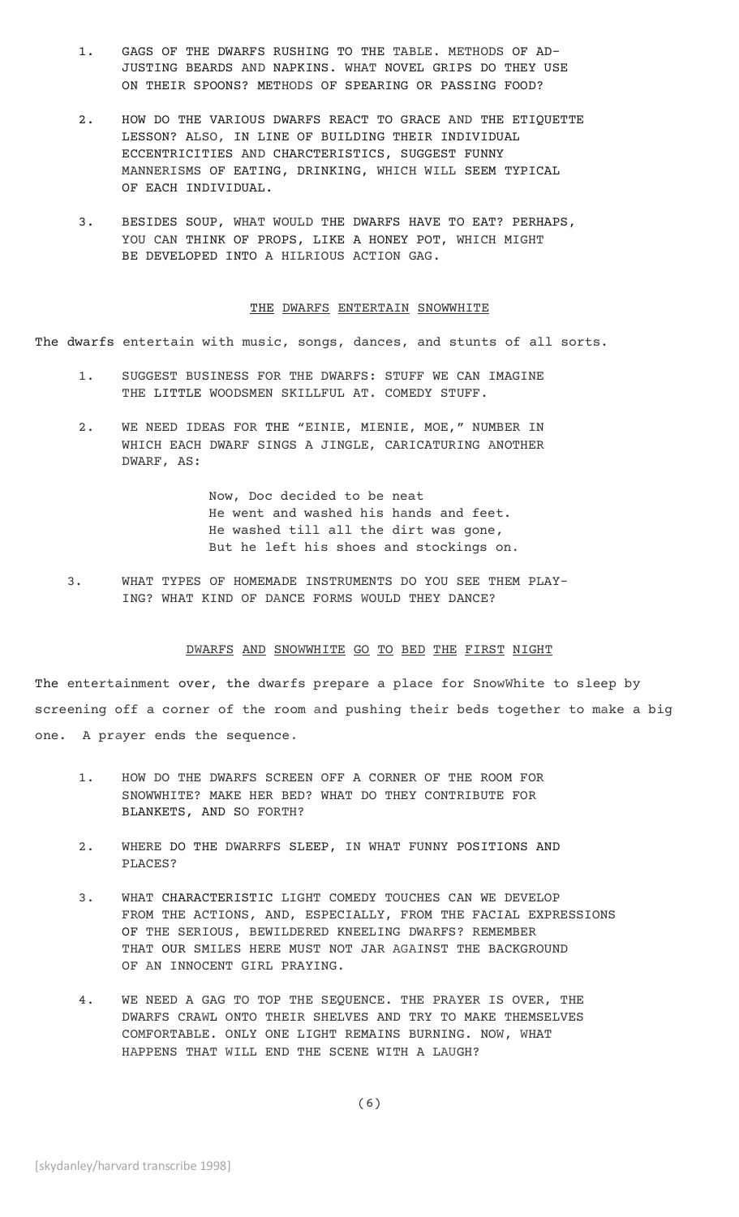1. GAGS OF THE DWARFS RUSHING TO THE TABLE. METHODS OF AD-JUSTING BEARDS AND NAPKINS. WHAT NOVEL GRIPS DO THEY USE ON THEIR SPOONS? METHODS OF SPEARING OR PASSING FOOD?

2. HOW DO THE VARIOUS DWARFS REACT TO GRACE AND THE ETIQUETTE LESSON? ALSO, IN LINE OF BUILDING THEIR INDIVIDUAL ECCENTRICITIES AND CHARCTERISTICS, SUGGEST FUNNY MANNERISMS OF EATING, DRINKING, WHICH WILL SEEM TYPICAL OF EACH INDIVIDUAL.

3. BESIDES SOUP, WHAT WOULD THE DWARFS HAVE TO EAT? PERHAPS, YOU CAN THINK OF PROPS, LIKE A HONEY POT, WHICH MIGHT BE DEVELOPED INTO A HILRIOUS ACTION GAG.

## THE DWARFS ENTERTAIN SNOWWHITE

The dwarfs entertain with music, songs, dances, and stunts of all sorts.

1. SUGGEST BUSINESS FOR THE DWARFS: STUFF WE CAN IMAGINE THE LITTLE WOODSMEN SKILLFUL AT. COMEDY STUFF.

2. WE NEED IDEAS FOR THE "EINIE, MIENIE, MOE," NUMBER IN WHICH EACH DWARF SINGS A JINGLE, CARICATURING ANOTHER DWARF, AS:

   > Now, Doc decided to be neat
   > He went and washed his hands and feet.
   > He washed till all the dirt was gone,
   > But he left his shoes and stockings on.

3. WHAT TYPES OF HOMEMADE INSTRUMENTS DO YOU SEE THEM PLAY-ING? WHAT KIND OF DANCE FORMS WOULD THEY DANCE?

## DWARFS AND SNOWWHITE GO TO BED THE FIRST NIGHT

The entertainment over, the dwarfs prepare a place for SnowWhite to sleep by screening off a corner of the room and pushing their beds together to make a big one. A prayer ends the sequence.

1. HOW DO THE DWARFS SCREEN OFF A CORNER OF THE ROOM FOR SNOWWHITE? MAKE HER BED? WHAT DO THEY CONTRIBUTE FOR BLANKETS, AND SO FORTH?

2. WHERE DO THE DWARRFS SLEEP, IN WHAT FUNNY POSITIONS AND PLACES?

3. WHAT CHARACTERISTIC LIGHT COMEDY TOUCHES CAN WE DEVELOP FROM THE ACTIONS, AND, ESPECIALLY, FROM THE FACIAL EXPRESSIONS OF THE SERIOUS, BEWILDERED KNEELING DWARFS? REMEMBER THAT OUR SMILES HERE MUST NOT JAR AGAINST THE BACKGROUND OF AN INNOCENT GIRL PRAYING.

4. WE NEED A GAG TO TOP THE SEQUENCE. THE PRAYER IS OVER, THE DWARFS CRAWL ONTO THEIR SHELVES AND TRY TO MAKE THEMSELVES COMFORTABLE. ONLY ONE LIGHT REMAINS BURNING. NOW, WHAT HAPPENS THAT WILL END THE SCENE WITH A LAUGH?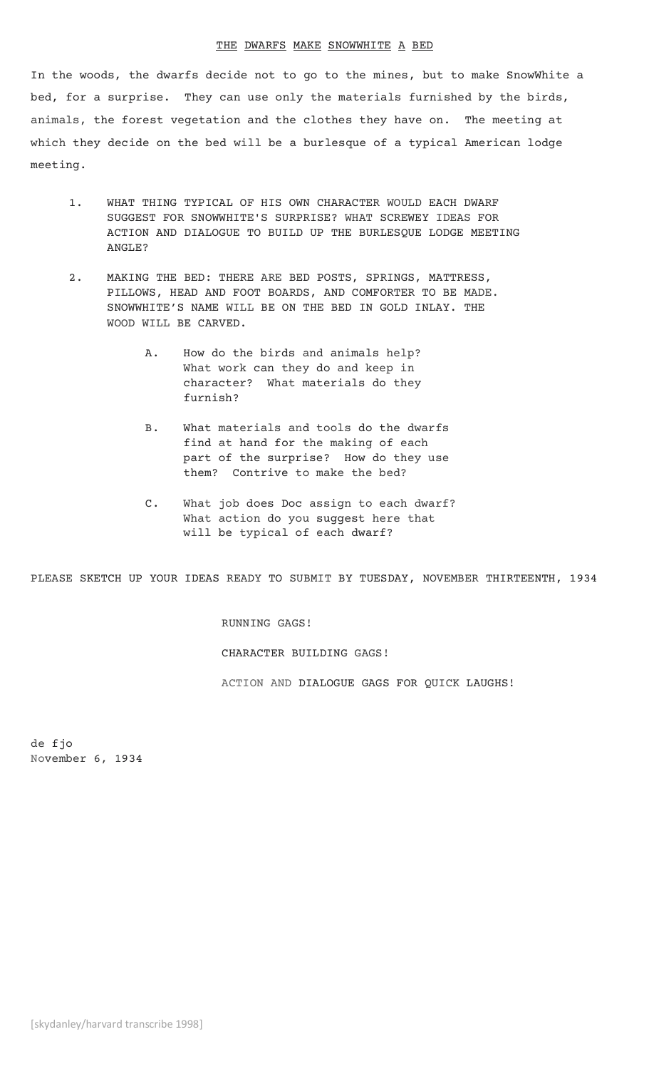# THE DWARFS MAKE SNOWWHITE A BED

In the woods, the dwarfs decide not to go to the mines, but to make SnowWhite a bed, for a surprise. They can use only the materials furnished by the birds, animals, the forest vegetation and the clothes they have on. The meeting at which they decide on the bed will be a burlesque of a typical American lodge meeting.

1. WHAT THING TYPICAL OF HIS OWN CHARACTER WOULD EACH DWARF SUGGEST FOR SNOWWHITE'S SURPRISE? WHAT SCREWEY IDEAS FOR ACTION AND DIALOGUE TO BUILD UP THE BURLESQUE LODGE MEETING ANGLE?

2. MAKING THE BED: THERE ARE BED POSTS, SPRINGS, MATTRESS, PILLOWS, HEAD AND FOOT BOARDS, AND COMFORTER TO BE MADE. SNOWWHITE'S NAME WILL BE ON THE BED IN GOLD INLAY. THE WOOD WILL BE CARVED.

   A. How do the birds and animals help? What work can they do and keep in character? What materials do they furnish?

   B. What materials and tools do the dwarfs find at hand for the making of each part of the surprise? How do they use them? Contrive to make the bed?

   C. What job does Doc assign to each dwarf? What action do you suggest here that will be typical of each dwarf?

PLEASE SKETCH UP YOUR IDEAS READY TO SUBMIT BY TUESDAY, NOVEMBER THIRTEENTH, 1934

RUNNING GAGS!

CHARACTER BUILDING GAGS!

ACTION AND DIALOGUE GAGS FOR QUICK LAUGHS!

de fjo
November 6, 1934

[skydanley/harvard transcribe 1998]